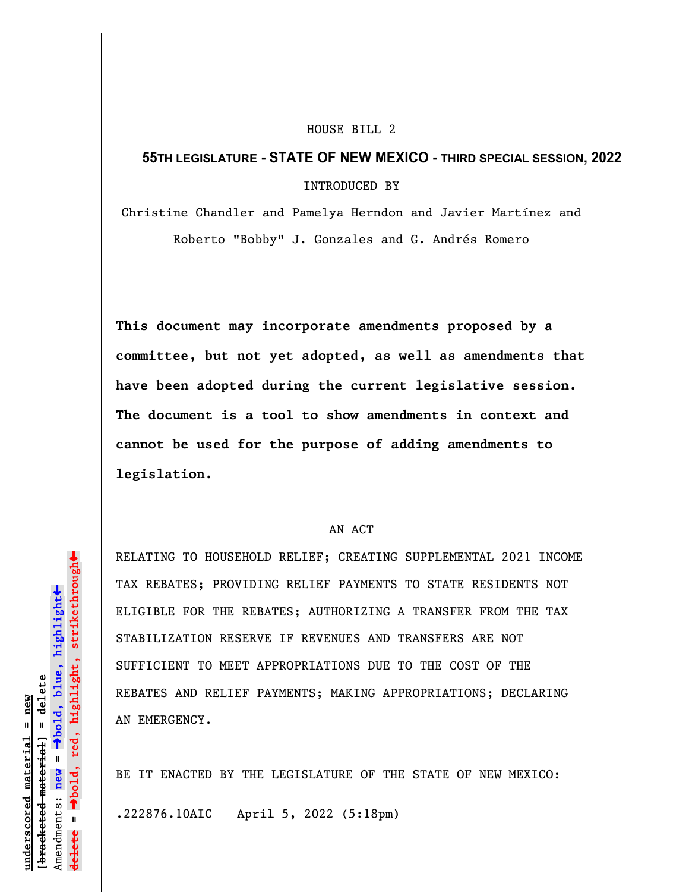HOUSE BILL 2

**55TH LEGISLATURE - STATE OF NEW MEXICO - THIRD SPECIAL SESSION, 2022**

INTRODUCED BY

Christine Chandler and Pamelya Herndon and Javier Martínez and Roberto "Bobby" J. Gonzales and G. Andrés Romero

**This document may incorporate amendments proposed by a committee, but not yet adopted, as well as amendments that have been adopted during the current legislative session. The document is a tool to show amendments in context and cannot be used for the purpose of adding amendments to legislation.**

AN ACT

RELATING TO HOUSEHOLD RELIEF; CREATING SUPPLEMENTAL 2021 INCOME TAX REBATES; PROVIDING RELIEF PAYMENTS TO STATE RESIDENTS NOT ELIGIBLE FOR THE REBATES; AUTHORIZING A TRANSFER FROM THE TAX STABILIZATION RESERVE IF REVENUES AND TRANSFERS ARE NOT SUFFICIENT TO MEET APPROPRIATIONS DUE TO THE COST OF THE REBATES AND RELIEF PAYMENTS; MAKING APPROPRIATIONS; DECLARING AN EMERGENCY.

BE IT ENACTED BY THE LEGISLATURE OF THE STATE OF NEW MEXICO:

.222876.10AIC April 5, 2022 (5:18pm)

underscored material = new
[bracketed material] = delete
Amendments: new = →bold, blue, highlight←
delete = →bold, red, highlight, strikethrough←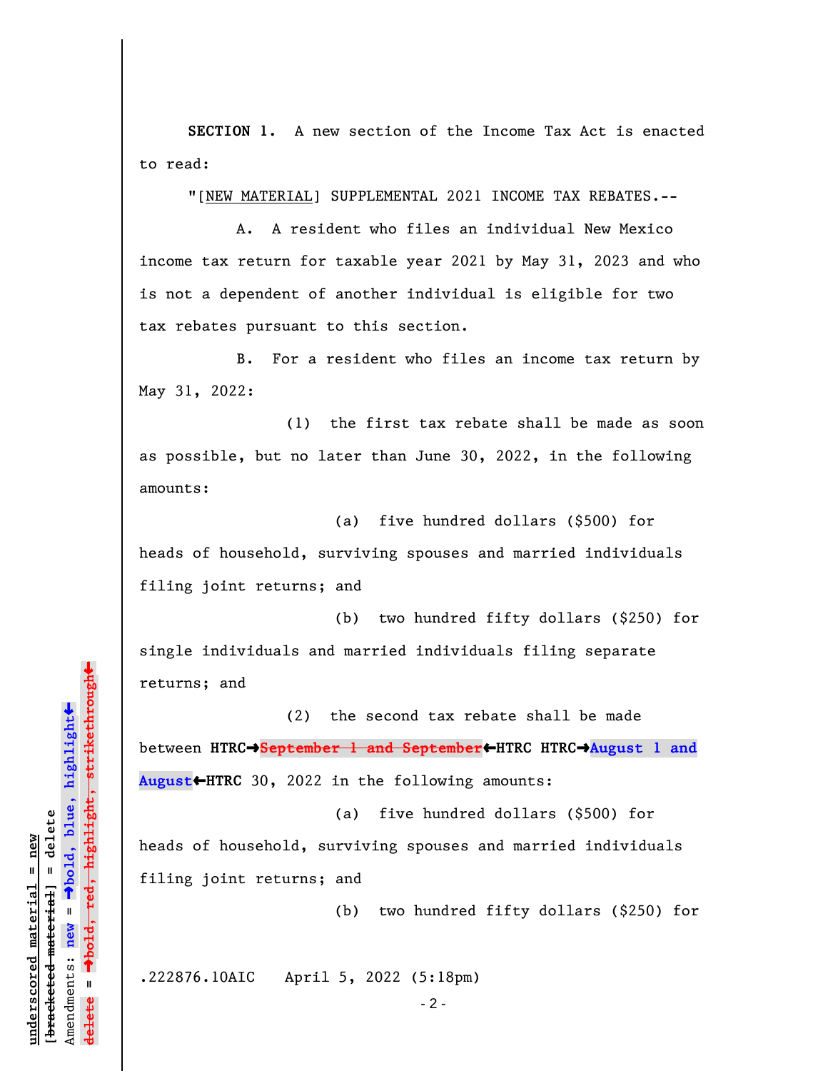**SECTION 1.** A new section of the Income Tax Act is enacted to read:

"[NEW MATERIAL] SUPPLEMENTAL 2021 INCOME TAX REBATES.--

A. A resident who files an individual New Mexico income tax return for taxable year 2021 by May 31, 2023 and who is not a dependent of another individual is eligible for two tax rebates pursuant to this section.

B. For a resident who files an income tax return by May 31, 2022:

(1) the first tax rebate shall be made as soon as possible, but no later than June 30, 2022, in the following amounts:

(a) five hundred dollars ($500) for heads of household, surviving spouses and married individuals filing joint returns; and

(b) two hundred fifty dollars ($250) for single individuals and married individuals filing separate returns; and

(2) the second tax rebate shall be made between **HTRC→**~~**September 1 and September**~~**←HTRC HTRC→August 1 and August←HTRC** 30, 2022 in the following amounts:

(a) five hundred dollars ($500) for heads of household, surviving spouses and married individuals filing joint returns; and

(b) two hundred fifty dollars ($250) for

.222876.10AIC April 5, 2022 (5:18pm)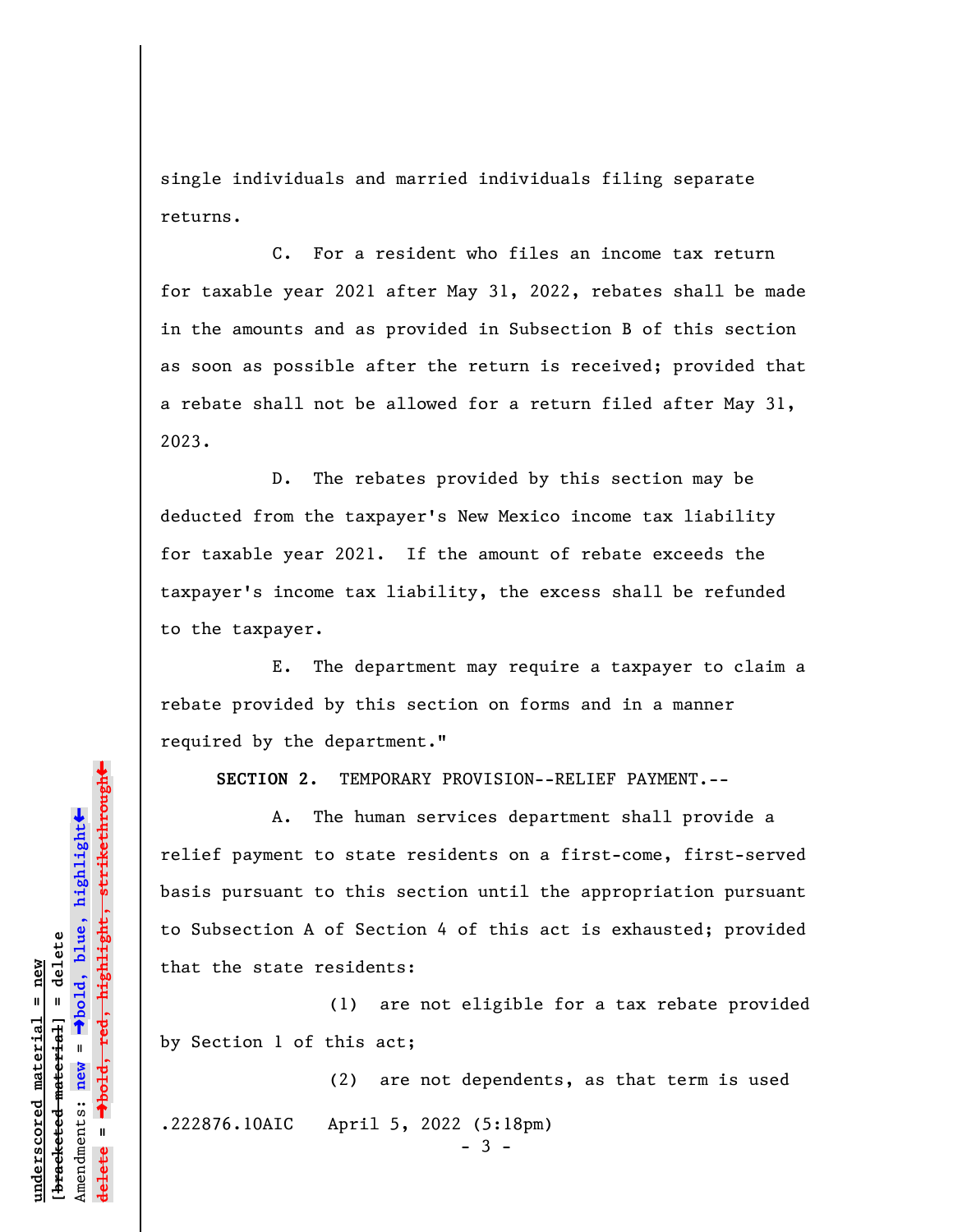single individuals and married individuals filing separate returns.

C. For a resident who files an income tax return for taxable year 2021 after May 31, 2022, rebates shall be made in the amounts and as provided in Subsection B of this section as soon as possible after the return is received; provided that a rebate shall not be allowed for a return filed after May 31, 2023.

D. The rebates provided by this section may be deducted from the taxpayer's New Mexico income tax liability for taxable year 2021. If the amount of rebate exceeds the taxpayer's income tax liability, the excess shall be refunded to the taxpayer.

E. The department may require a taxpayer to claim a rebate provided by this section on forms and in a manner required by the department."

**SECTION 2.** TEMPORARY PROVISION--RELIEF PAYMENT.--

A. The human services department shall provide a relief payment to state residents on a first-come, first-served basis pursuant to this section until the appropriation pursuant to Subsection A of Section 4 of this act is exhausted; provided that the state residents:

(1) are not eligible for a tax rebate provided by Section 1 of this act;

(2) are not dependents, as that term is used

.222876.10AIC April 5, 2022 (5:18pm)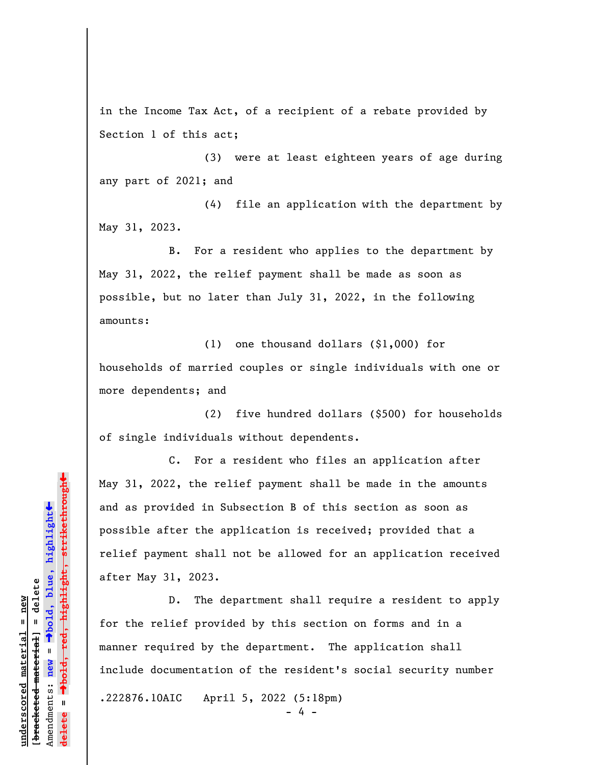in the Income Tax Act, of a recipient of a rebate provided by Section 1 of this act;

(3) were at least eighteen years of age during any part of 2021; and

(4) file an application with the department by May 31, 2023.

B. For a resident who applies to the department by May 31, 2022, the relief payment shall be made as soon as possible, but no later than July 31, 2022, in the following amounts:

(1) one thousand dollars ($1,000) for households of married couples or single individuals with one or more dependents; and

(2) five hundred dollars ($500) for households of single individuals without dependents.

C. For a resident who files an application after May 31, 2022, the relief payment shall be made in the amounts and as provided in Subsection B of this section as soon as possible after the application is received; provided that a relief payment shall not be allowed for an application received after May 31, 2023.

D. The department shall require a resident to apply for the relief provided by this section on forms and in a manner required by the department. The application shall include documentation of the resident's social security number

.222876.10AIC April 5, 2022 (5:18pm)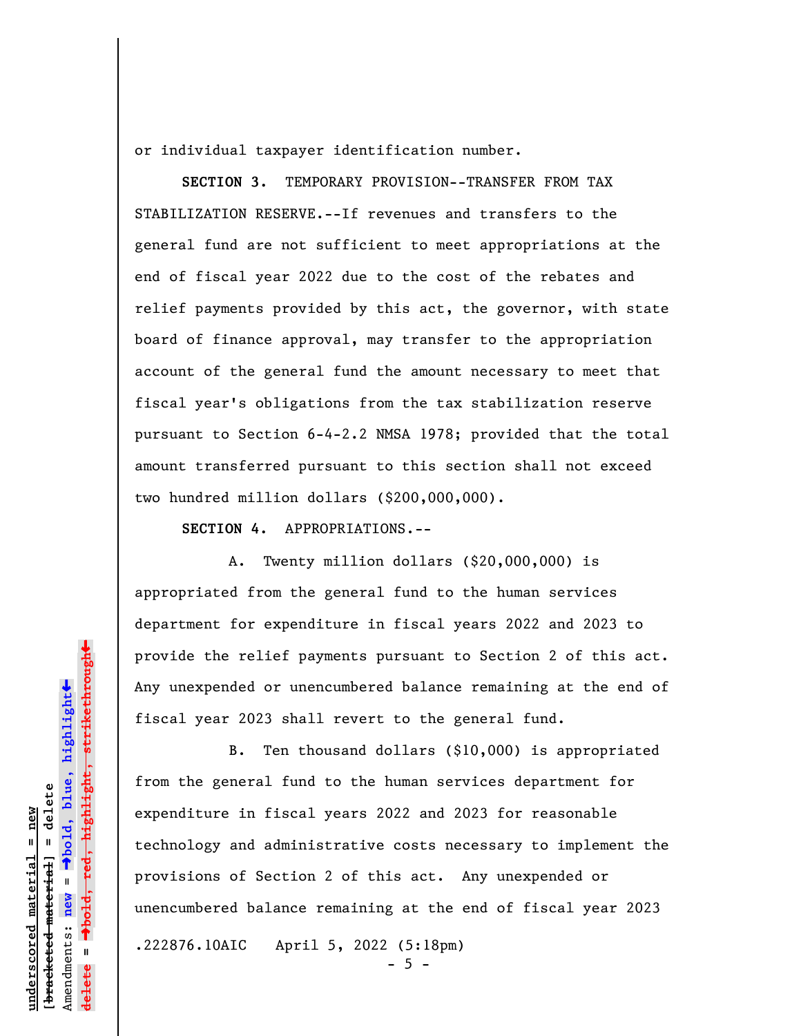or individual taxpayer identification number.

**SECTION 3.** TEMPORARY PROVISION--TRANSFER FROM TAX STABILIZATION RESERVE.--If revenues and transfers to the general fund are not sufficient to meet appropriations at the end of fiscal year 2022 due to the cost of the rebates and relief payments provided by this act, the governor, with state board of finance approval, may transfer to the appropriation account of the general fund the amount necessary to meet that fiscal year's obligations from the tax stabilization reserve pursuant to Section 6-4-2.2 NMSA 1978; provided that the total amount transferred pursuant to this section shall not exceed two hundred million dollars ($200,000,000).

**SECTION 4.** APPROPRIATIONS.--

A. Twenty million dollars ($20,000,000) is appropriated from the general fund to the human services department for expenditure in fiscal years 2022 and 2023 to provide the relief payments pursuant to Section 2 of this act. Any unexpended or unencumbered balance remaining at the end of fiscal year 2023 shall revert to the general fund.

B. Ten thousand dollars ($10,000) is appropriated from the general fund to the human services department for expenditure in fiscal years 2022 and 2023 for reasonable technology and administrative costs necessary to implement the provisions of Section 2 of this act. Any unexpended or unencumbered balance remaining at the end of fiscal year 2023

.222876.10AIC April 5, 2022 (5:18pm)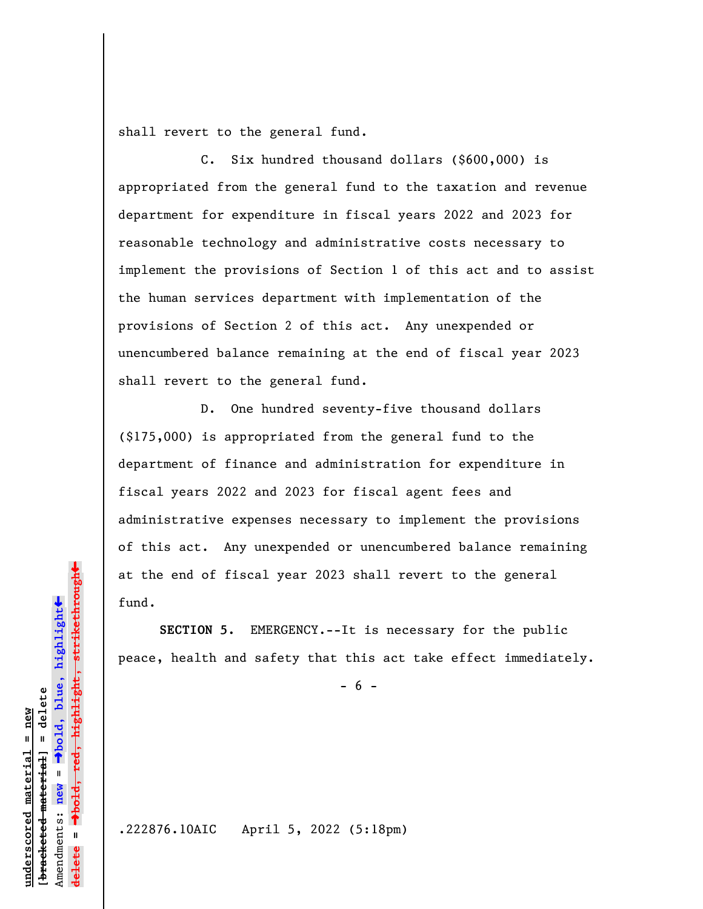shall revert to the general fund.

C. Six hundred thousand dollars ($600,000) is appropriated from the general fund to the taxation and revenue department for expenditure in fiscal years 2022 and 2023 for reasonable technology and administrative costs necessary to implement the provisions of Section 1 of this act and to assist the human services department with implementation of the provisions of Section 2 of this act. Any unexpended or unencumbered balance remaining at the end of fiscal year 2023 shall revert to the general fund.

D. One hundred seventy-five thousand dollars ($175,000) is appropriated from the general fund to the department of finance and administration for expenditure in fiscal years 2022 and 2023 for fiscal agent fees and administrative expenses necessary to implement the provisions of this act. Any unexpended or unencumbered balance remaining at the end of fiscal year 2023 shall revert to the general fund.

**SECTION 5.** EMERGENCY.--It is necessary for the public peace, health and safety that this act take effect immediately.

.222876.10AIC April 5, 2022 (5:18pm)

underscored material = new
[bracketed material] = delete
Amendments: new = →bold, blue, highlight←
delete = →bold, red, highlight, strikethrough←